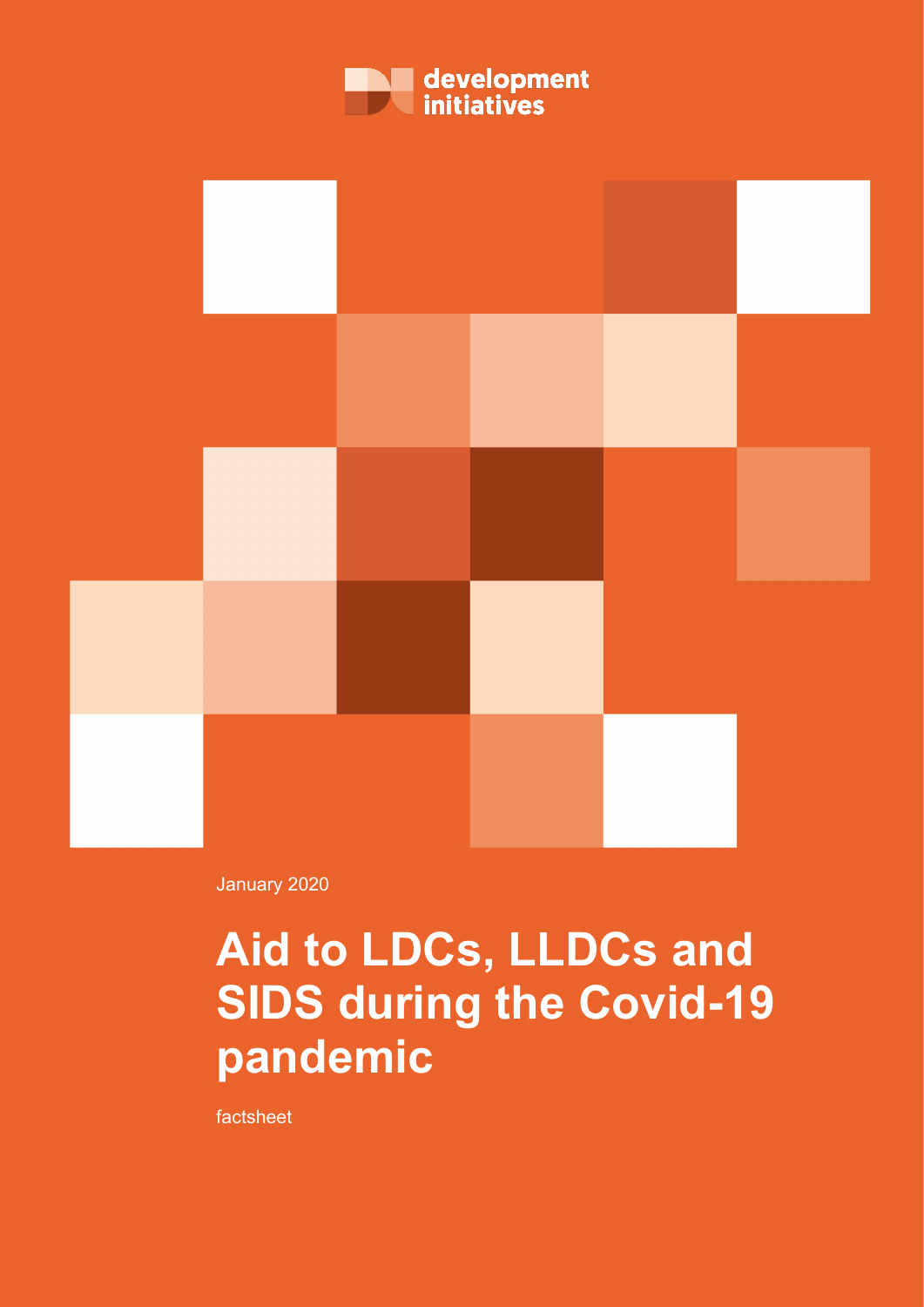development initiatives

January 2020

# Aid to LDCs, LLDCs and SIDS during the Covid-19 pandemic

factsheet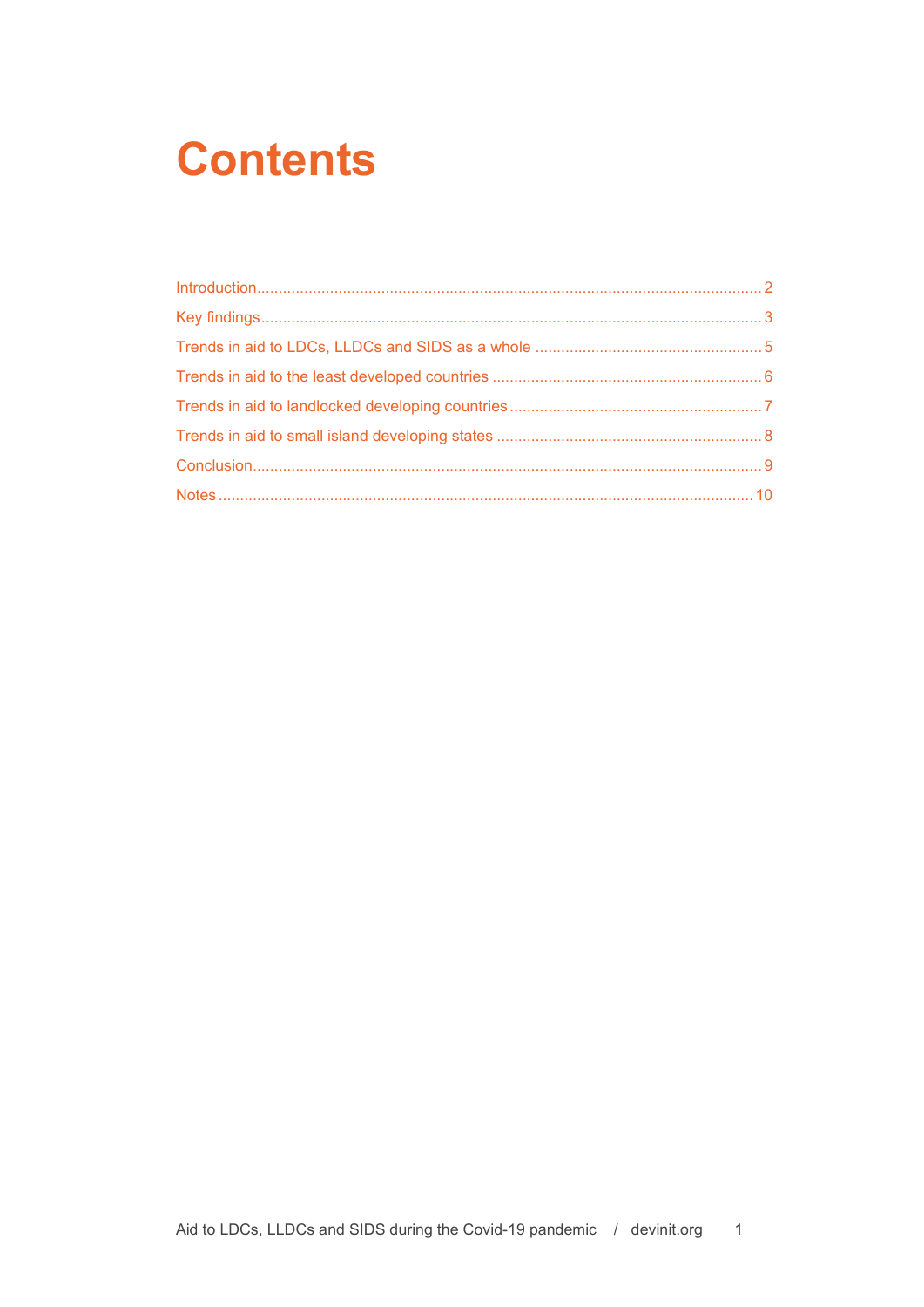# Contents

Introduction.....2

Key findings.....3

Trends in aid to LDCs, LLDCs and SIDS as a whole.....5

Trends in aid to the least developed countries.....6

Trends in aid to landlocked developing countries.....7

Trends in aid to small island developing states.....8

Conclusion.....9

Notes.....10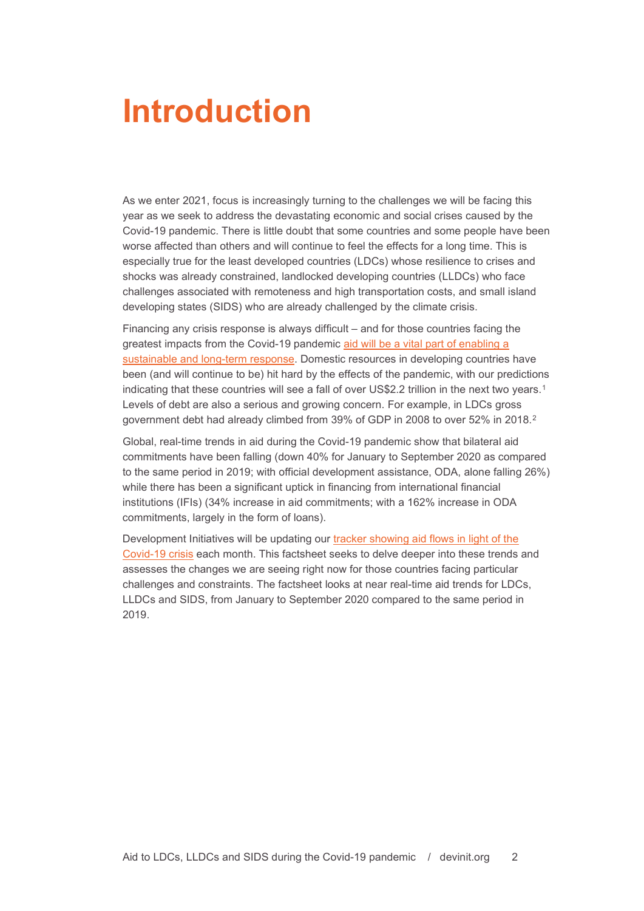# Introduction

As we enter 2021, focus is increasingly turning to the challenges we will be facing this year as we seek to address the devastating economic and social crises caused by the Covid-19 pandemic. There is little doubt that some countries and some people have been worse affected than others and will continue to feel the effects for a long time. This is especially true for the least developed countries (LDCs) whose resilience to crises and shocks was already constrained, landlocked developing countries (LLDCs) who face challenges associated with remoteness and high transportation costs, and small island developing states (SIDS) who are already challenged by the climate crisis.

Financing any crisis response is always difficult – and for those countries facing the greatest impacts from the Covid-19 pandemic aid will be a vital part of enabling a sustainable and long-term response. Domestic resources in developing countries have been (and will continue to be) hit hard by the effects of the pandemic, with our predictions indicating that these countries will see a fall of over US$2.2 trillion in the next two years.[1] Levels of debt are also a serious and growing concern. For example, in LDCs gross government debt had already climbed from 39% of GDP in 2008 to over 52% in 2018.[2]

Global, real-time trends in aid during the Covid-19 pandemic show that bilateral aid commitments have been falling (down 40% for January to September 2020 as compared to the same period in 2019; with official development assistance, ODA, alone falling 26%) while there has been a significant uptick in financing from international financial institutions (IFIs) (34% increase in aid commitments; with a 162% increase in ODA commitments, largely in the form of loans).

Development Initiatives will be updating our tracker showing aid flows in light of the Covid-19 crisis each month. This factsheet seeks to delve deeper into these trends and assesses the changes we are seeing right now for those countries facing particular challenges and constraints. The factsheet looks at near real-time aid trends for LDCs, LLDCs and SIDS, from January to September 2020 compared to the same period in 2019.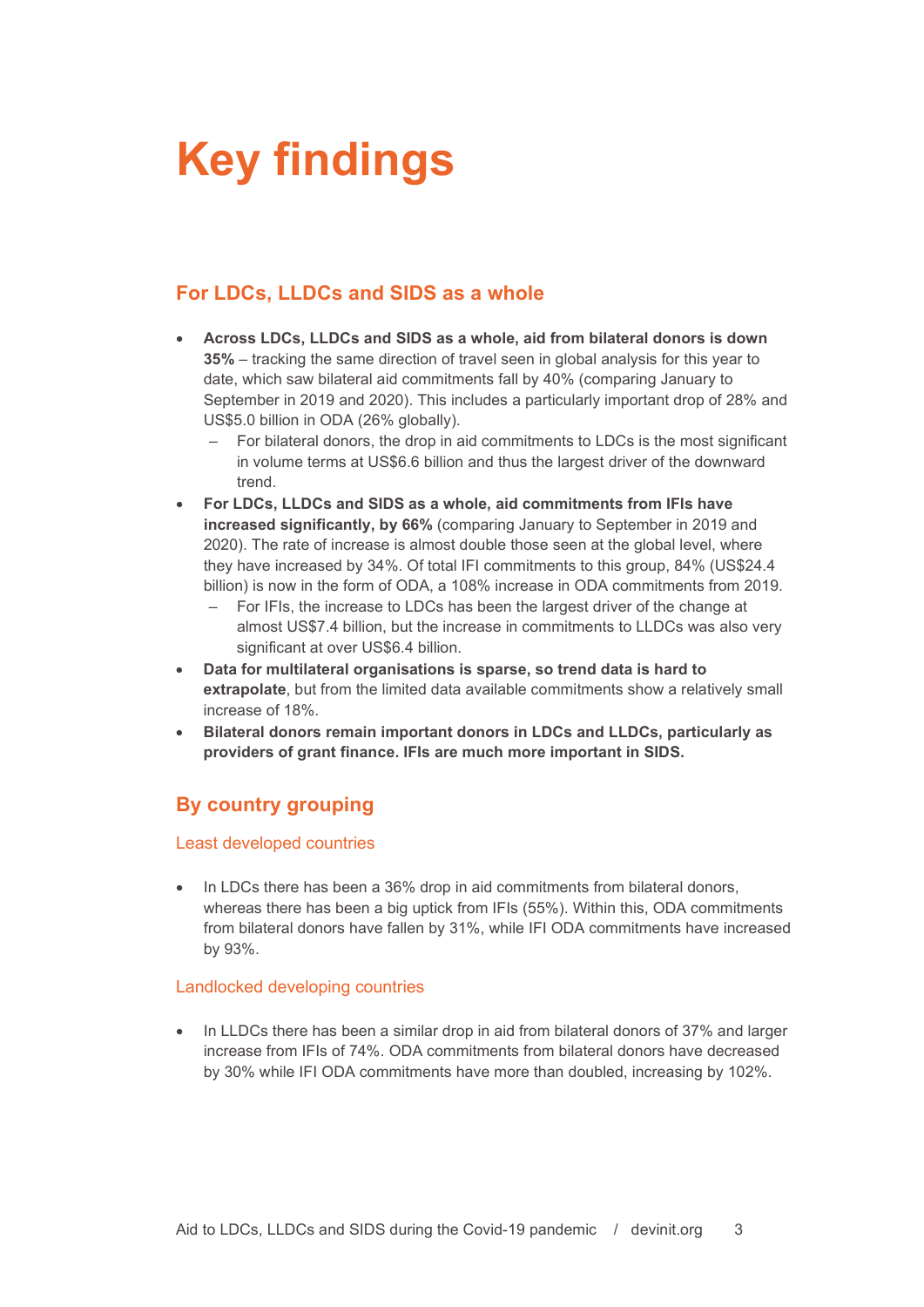# Key findings

## For LDCs, LLDCs and SIDS as a whole

- **Across LDCs, LLDCs and SIDS as a whole, aid from bilateral donors is down 35%** – tracking the same direction of travel seen in global analysis for this year to date, which saw bilateral aid commitments fall by 40% (comparing January to September in 2019 and 2020). This includes a particularly important drop of 28% and US$5.0 billion in ODA (26% globally).
  - For bilateral donors, the drop in aid commitments to LDCs is the most significant in volume terms at US$6.6 billion and thus the largest driver of the downward trend.
- **For LDCs, LLDCs and SIDS as a whole, aid commitments from IFIs have increased significantly, by 66%** (comparing January to September in 2019 and 2020). The rate of increase is almost double those seen at the global level, where they have increased by 34%. Of total IFI commitments to this group, 84% (US$24.4 billion) is now in the form of ODA, a 108% increase in ODA commitments from 2019.
  - For IFIs, the increase to LDCs has been the largest driver of the change at almost US$7.4 billion, but the increase in commitments to LLDCs was also very significant at over US$6.4 billion.
- **Data for multilateral organisations is sparse, so trend data is hard to extrapolate**, but from the limited data available commitments show a relatively small increase of 18%.
- **Bilateral donors remain important donors in LDCs and LLDCs, particularly as providers of grant finance. IFIs are much more important in SIDS.**

## By country grouping

### Least developed countries

- In LDCs there has been a 36% drop in aid commitments from bilateral donors, whereas there has been a big uptick from IFIs (55%). Within this, ODA commitments from bilateral donors have fallen by 31%, while IFI ODA commitments have increased by 93%.

### Landlocked developing countries

- In LLDCs there has been a similar drop in aid from bilateral donors of 37% and larger increase from IFIs of 74%. ODA commitments from bilateral donors have decreased by 30% while IFI ODA commitments have more than doubled, increasing by 102%.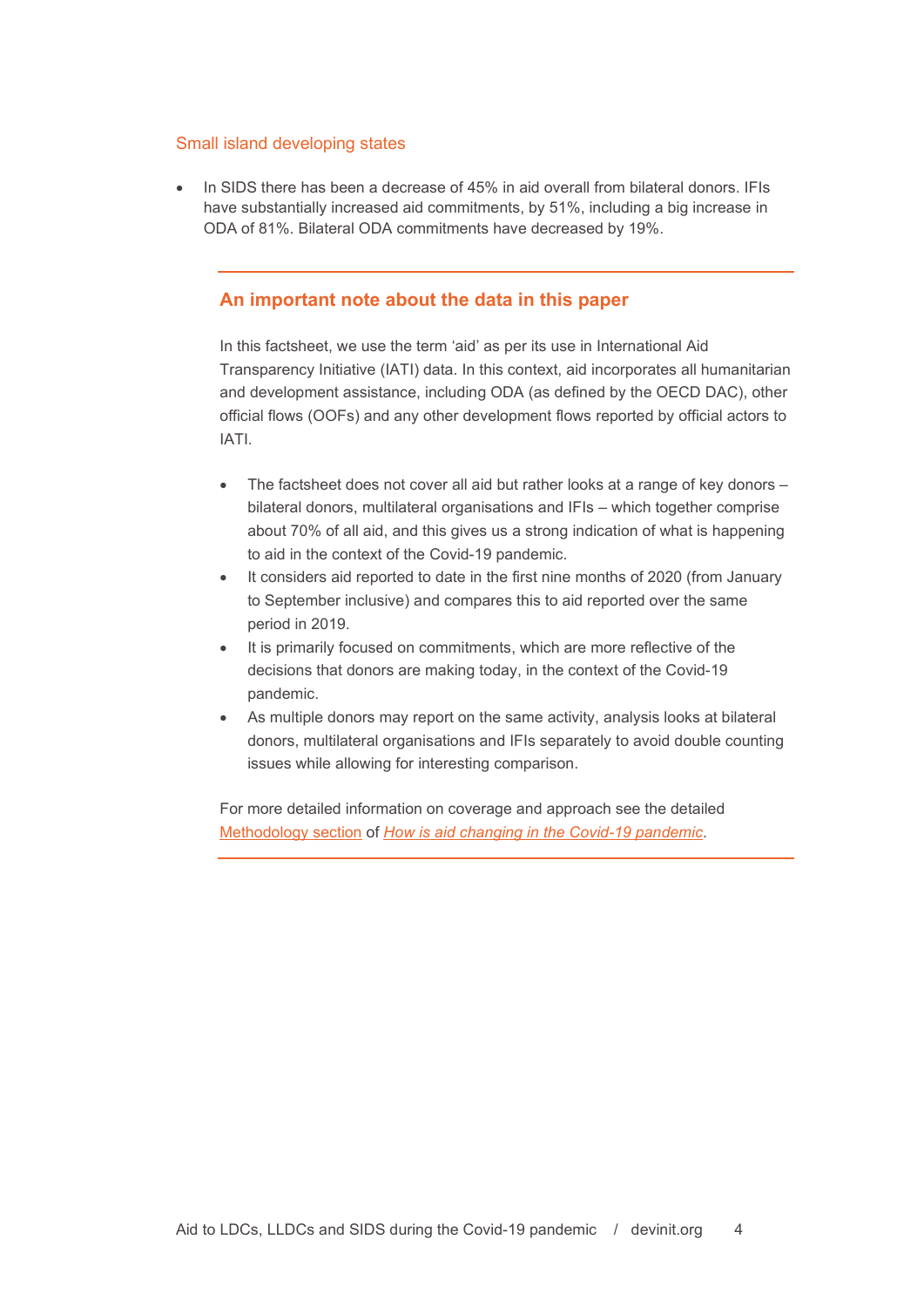### Small island developing states

- In SIDS there has been a decrease of 45% in aid overall from bilateral donors. IFIs have substantially increased aid commitments, by 51%, including a big increase in ODA of 81%. Bilateral ODA commitments have decreased by 19%.

---

## An important note about the data in this paper

In this factsheet, we use the term 'aid' as per its use in International Aid Transparency Initiative (IATI) data. In this context, aid incorporates all humanitarian and development assistance, including ODA (as defined by the OECD DAC), other official flows (OOFs) and any other development flows reported by official actors to IATI.

- The factsheet does not cover all aid but rather looks at a range of key donors – bilateral donors, multilateral organisations and IFIs – which together comprise about 70% of all aid, and this gives us a strong indication of what is happening to aid in the context of the Covid-19 pandemic.
- It considers aid reported to date in the first nine months of 2020 (from January to September inclusive) and compares this to aid reported over the same period in 2019.
- It is primarily focused on commitments, which are more reflective of the decisions that donors are making today, in the context of the Covid-19 pandemic.
- As multiple donors may report on the same activity, analysis looks at bilateral donors, multilateral organisations and IFIs separately to avoid double counting issues while allowing for interesting comparison.

For more detailed information on coverage and approach see the detailed Methodology section of *How is aid changing in the Covid-19 pandemic*.

---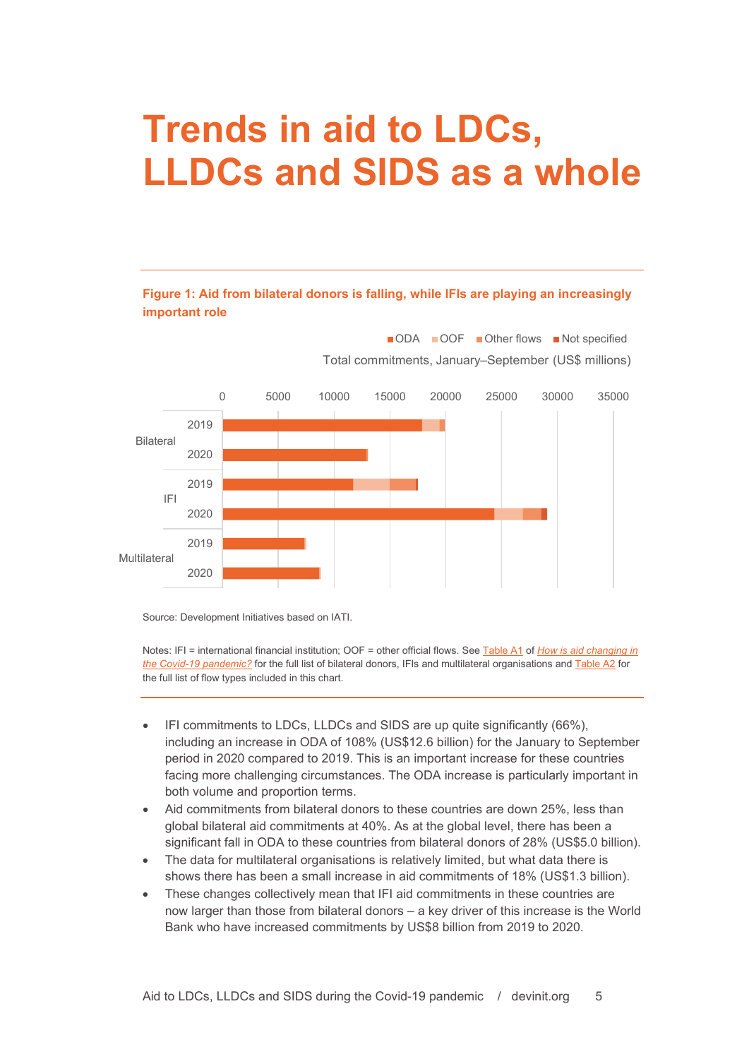# Trends in aid to LDCs, LLDCs and SIDS as a whole

**Figure 1: Aid from bilateral donors is falling, while IFIs are playing an increasingly important role**

ODA | OOF | Other flows | Not specified

Total commitments, January–September (US$ millions)

Source: Development Initiatives based on IATI.

Notes: IFI = international financial institution; OOF = other official flows. See Table A1 of *How is aid changing in the Covid-19 pandemic?* for the full list of bilateral donors, IFIs and multilateral organisations and Table A2 for the full list of flow types included in this chart.

- IFI commitments to LDCs, LLDCs and SIDS are up quite significantly (66%), including an increase in ODA of 108% (US$12.6 billion) for the January to September period in 2020 compared to 2019. This is an important increase for these countries facing more challenging circumstances. The ODA increase is particularly important in both volume and proportion terms.
- Aid commitments from bilateral donors to these countries are down 25%, less than global bilateral aid commitments at 40%. As at the global level, there has been a significant fall in ODA to these countries from bilateral donors of 28% (US$5.0 billion).
- The data for multilateral organisations is relatively limited, but what data there is shows there has been a small increase in aid commitments of 18% (US$1.3 billion).
- These changes collectively mean that IFI aid commitments in these countries are now larger than those from bilateral donors – a key driver of this increase is the World Bank who have increased commitments by US$8 billion from 2019 to 2020.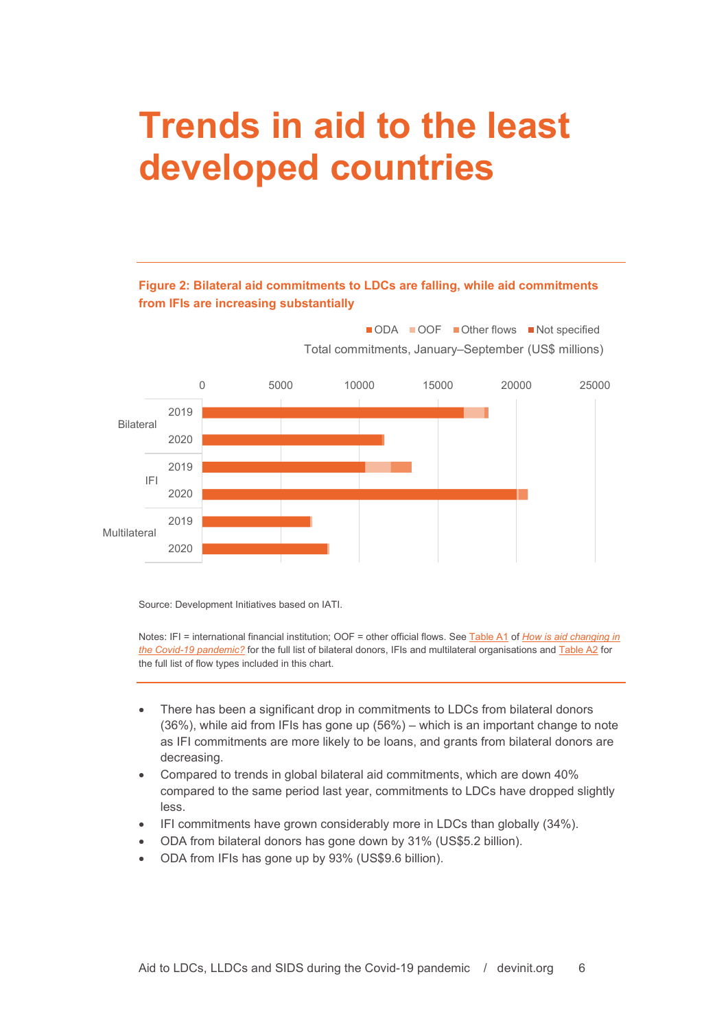# Trends in aid to the least developed countries

**Figure 2: Bilateral aid commitments to LDCs are falling, while aid commitments from IFIs are increasing substantially**

Source: Development Initiatives based on IATI.

Notes: IFI = international financial institution; OOF = other official flows. See Table A1 of *How is aid changing in the Covid-19 pandemic?* for the full list of bilateral donors, IFIs and multilateral organisations and Table A2 for the full list of flow types included in this chart.

- There has been a significant drop in commitments to LDCs from bilateral donors (36%), while aid from IFIs has gone up (56%) – which is an important change to note as IFI commitments are more likely to be loans, and grants from bilateral donors are decreasing.
- Compared to trends in global bilateral aid commitments, which are down 40% compared to the same period last year, commitments to LDCs have dropped slightly less.
- IFI commitments have grown considerably more in LDCs than globally (34%).
- ODA from bilateral donors has gone down by 31% (US$5.2 billion).
- ODA from IFIs has gone up by 93% (US$9.6 billion).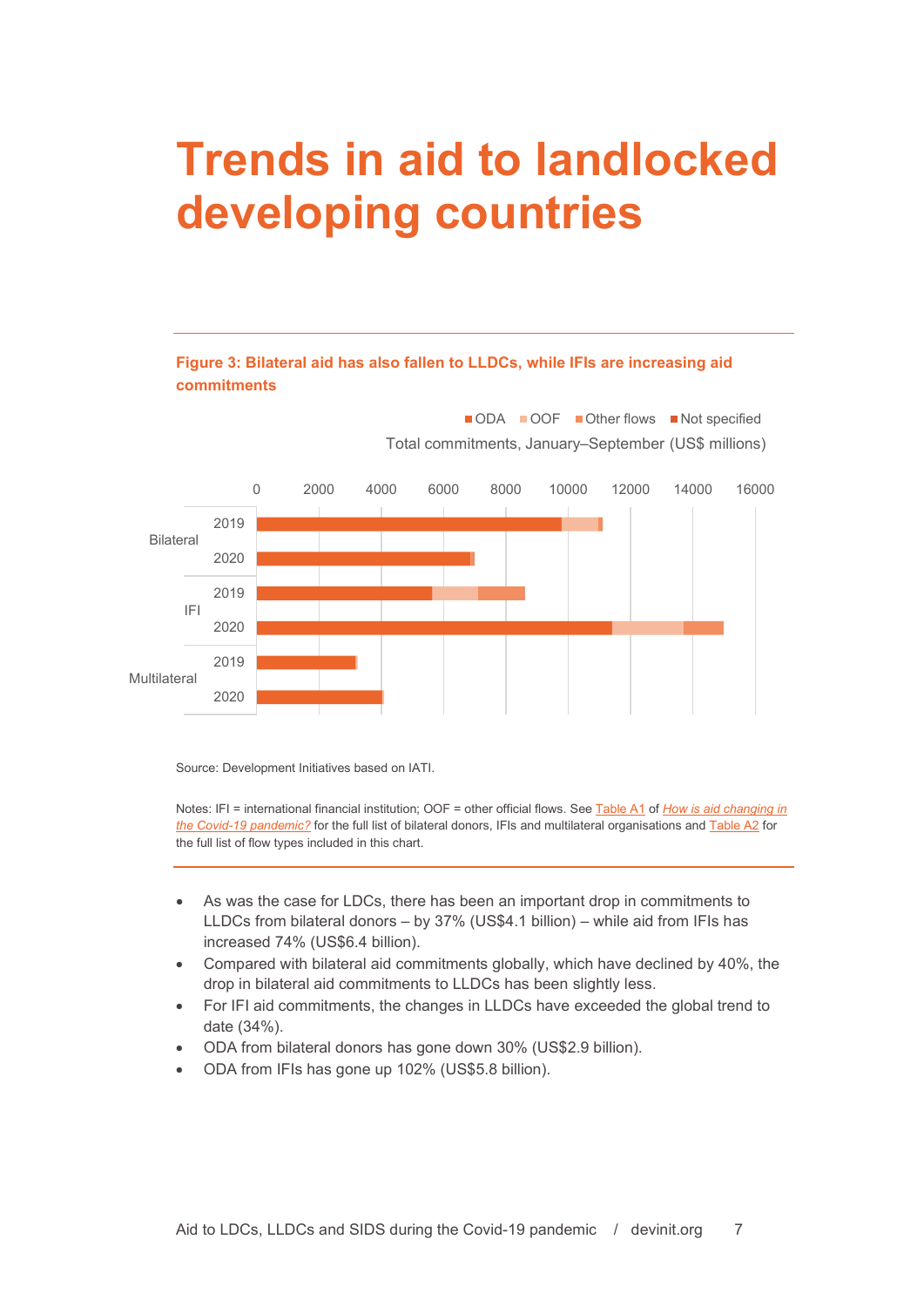# Trends in aid to landlocked developing countries

**Figure 3: Bilateral aid has also fallen to LLDCs, while IFIs are increasing aid commitments**

Source: Development Initiatives based on IATI.

Notes: IFI = international financial institution; OOF = other official flows. See Table A1 of *How is aid changing in the Covid-19 pandemic?* for the full list of bilateral donors, IFIs and multilateral organisations and Table A2 for the full list of flow types included in this chart.

- As was the case for LDCs, there has been an important drop in commitments to LLDCs from bilateral donors – by 37% (US$4.1 billion) – while aid from IFIs has increased 74% (US$6.4 billion).
- Compared with bilateral aid commitments globally, which have declined by 40%, the drop in bilateral aid commitments to LLDCs has been slightly less.
- For IFI aid commitments, the changes in LLDCs have exceeded the global trend to date (34%).
- ODA from bilateral donors has gone down 30% (US$2.9 billion).
- ODA from IFIs has gone up 102% (US$5.8 billion).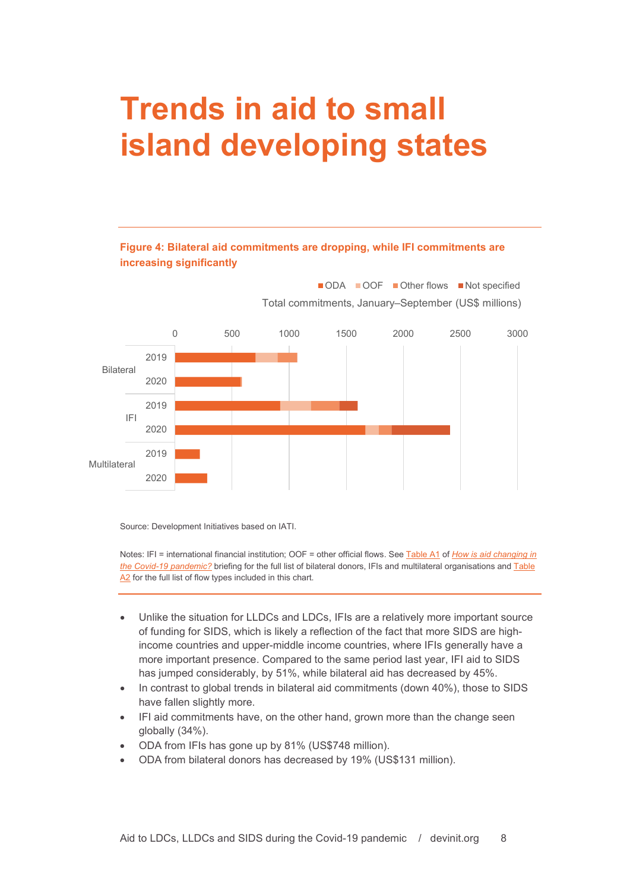# Trends in aid to small island developing states

**Figure 4: Bilateral aid commitments are dropping, while IFI commitments are increasing significantly**

Source: Development Initiatives based on IATI.

Notes: IFI = international financial institution; OOF = other official flows. See Table A1 of *How is aid changing in the Covid-19 pandemic?* briefing for the full list of bilateral donors, IFIs and multilateral organisations and Table A2 for the full list of flow types included in this chart.

- Unlike the situation for LLDCs and LDCs, IFIs are a relatively more important source of funding for SIDS, which is likely a reflection of the fact that more SIDS are high-income countries and upper-middle income countries, where IFIs generally have a more important presence. Compared to the same period last year, IFI aid to SIDS has jumped considerably, by 51%, while bilateral aid has decreased by 45%.
- In contrast to global trends in bilateral aid commitments (down 40%), those to SIDS have fallen slightly more.
- IFI aid commitments have, on the other hand, grown more than the change seen globally (34%).
- ODA from IFIs has gone up by 81% (US$748 million).
- ODA from bilateral donors has decreased by 19% (US$131 million).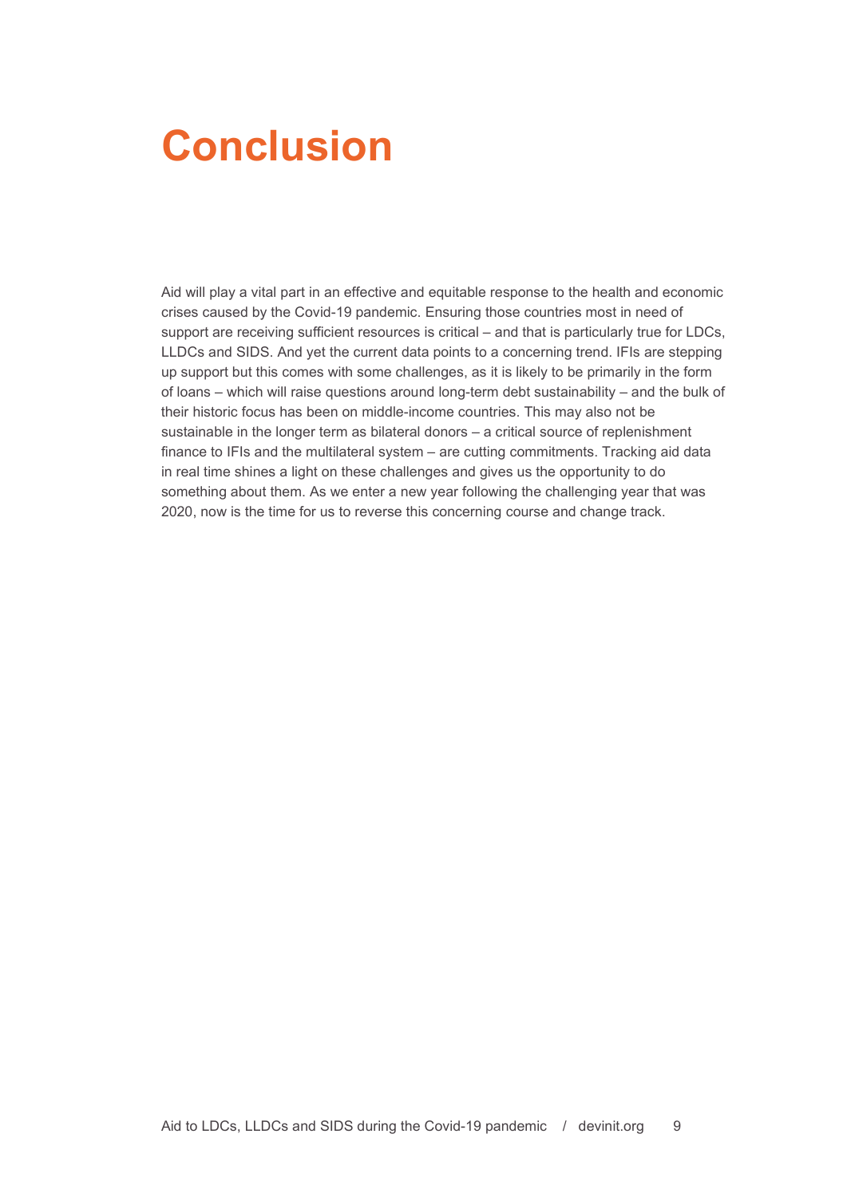# Conclusion

Aid will play a vital part in an effective and equitable response to the health and economic crises caused by the Covid-19 pandemic. Ensuring those countries most in need of support are receiving sufficient resources is critical – and that is particularly true for LDCs, LLDCs and SIDS. And yet the current data points to a concerning trend. IFIs are stepping up support but this comes with some challenges, as it is likely to be primarily in the form of loans – which will raise questions around long-term debt sustainability – and the bulk of their historic focus has been on middle-income countries. This may also not be sustainable in the longer term as bilateral donors – a critical source of replenishment finance to IFIs and the multilateral system – are cutting commitments. Tracking aid data in real time shines a light on these challenges and gives us the opportunity to do something about them. As we enter a new year following the challenging year that was 2020, now is the time for us to reverse this concerning course and change track.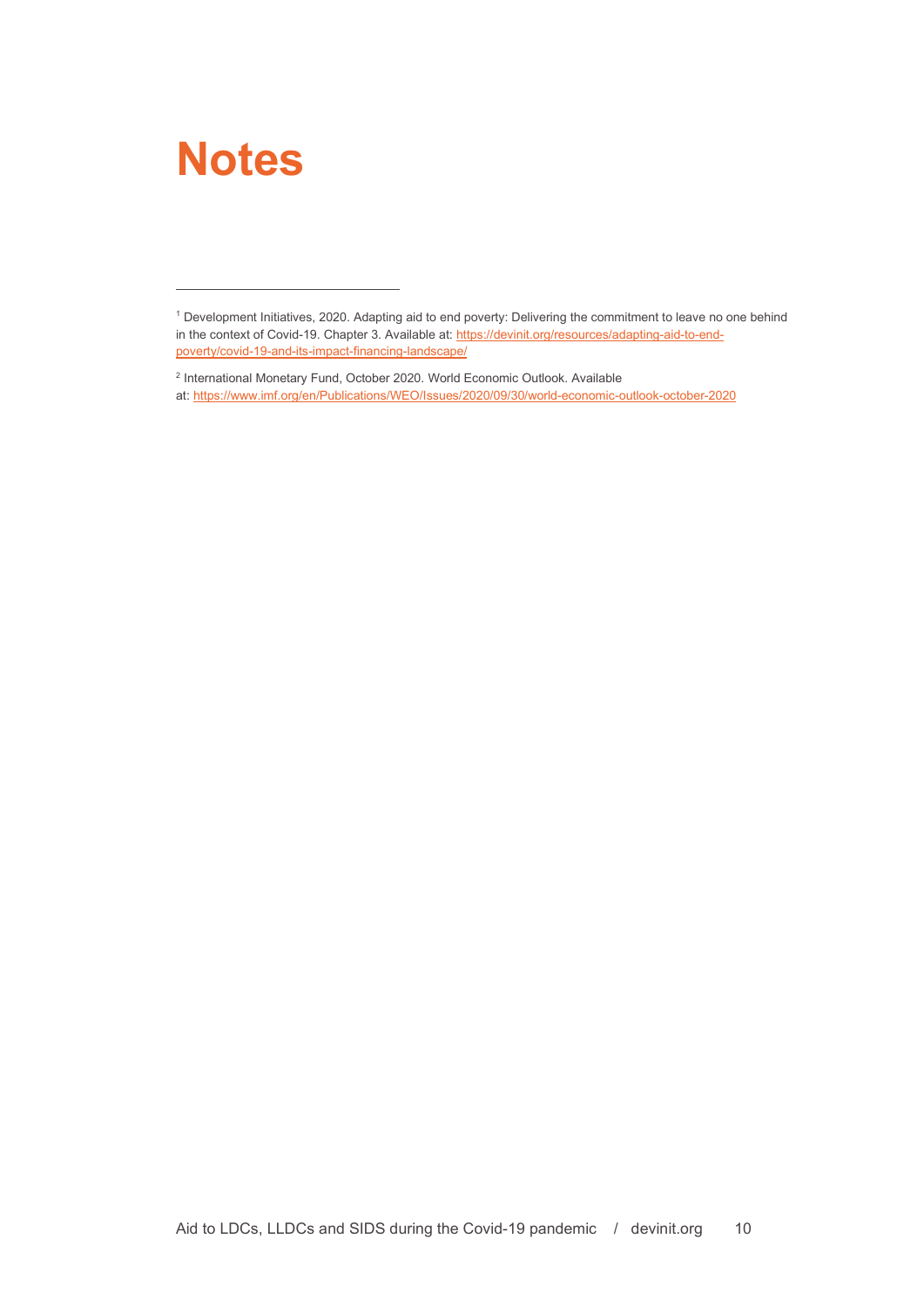# Notes

[1] Development Initiatives, 2020. Adapting aid to end poverty: Delivering the commitment to leave no one behind in the context of Covid-19. Chapter 3. Available at: https://devinit.org/resources/adapting-aid-to-end-poverty/covid-19-and-its-impact-financing-landscape/

[2] International Monetary Fund, October 2020. World Economic Outlook. Available at: https://www.imf.org/en/Publications/WEO/Issues/2020/09/30/world-economic-outlook-october-2020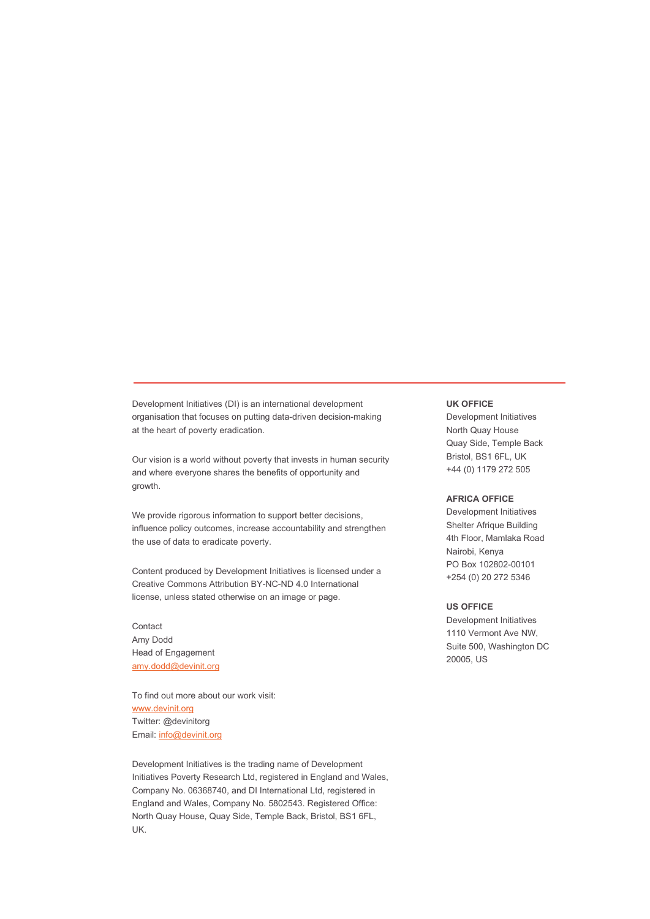Development Initiatives (DI) is an international development organisation that focuses on putting data-driven decision-making at the heart of poverty eradication.

Our vision is a world without poverty that invests in human security and where everyone shares the benefits of opportunity and growth.

We provide rigorous information to support better decisions, influence policy outcomes, increase accountability and strengthen the use of data to eradicate poverty.

Content produced by Development Initiatives is licensed under a Creative Commons Attribution BY-NC-ND 4.0 International license, unless stated otherwise on an image or page.

Contact
Amy Dodd
Head of Engagement
amy.dodd@devinit.org

To find out more about our work visit:
www.devinit.org
Twitter: @devinitorg
Email: info@devinit.org

Development Initiatives is the trading name of Development Initiatives Poverty Research Ltd, registered in England and Wales, Company No. 06368740, and DI International Ltd, registered in England and Wales, Company No. 5802543. Registered Office: North Quay House, Quay Side, Temple Back, Bristol, BS1 6FL, UK.

**UK OFFICE**
Development Initiatives
North Quay House
Quay Side, Temple Back
Bristol, BS1 6FL, UK
+44 (0) 1179 272 505

**AFRICA OFFICE**
Development Initiatives
Shelter Afrique Building
4th Floor, Mamlaka Road
Nairobi, Kenya
PO Box 102802-00101
+254 (0) 20 272 5346

**US OFFICE**
Development Initiatives
1110 Vermont Ave NW,
Suite 500, Washington DC
20005, US